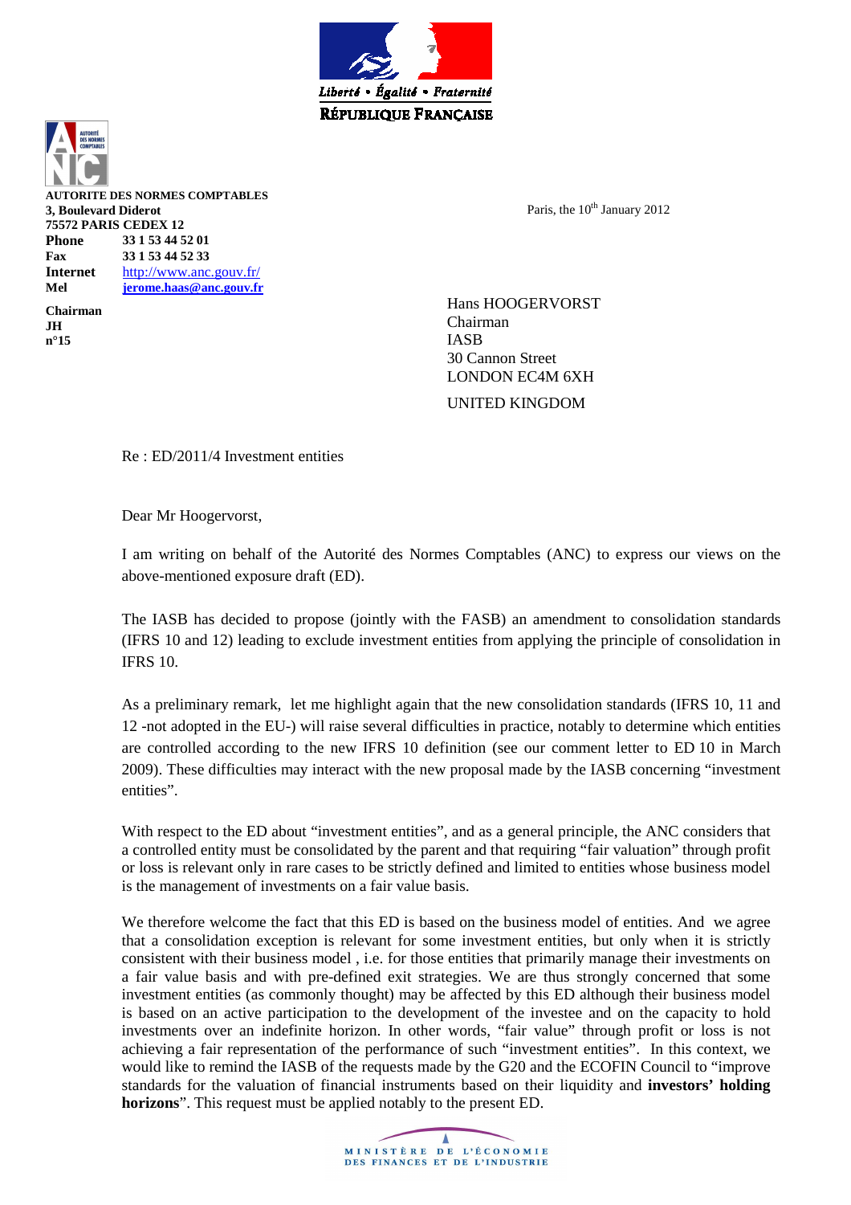Liberté • Égalité • Fraternité
RÉPUBLIQUE FRANÇAISE

**AUTORITE DES NORMES COMPTABLES**
**3, Boulevard Diderot**
**75572 PARIS CEDEX 12**

| | |
|---|---|
| **Phone** | **33 1 53 44 52 01** |
| **Fax** | **33 1 53 44 52 33** |
| **Internet** | http://www.anc.gouv.fr/ |
| **Mel** | **jerome.haas@anc.gouv.fr** |

**Chairman**
**JH**
**n°15**

Paris, the 10th January 2012

Hans HOOGERVORST
Chairman
IASB
30 Cannon Street
LONDON EC4M 6XH
UNITED KINGDOM

Re : ED/2011/4 Investment entities

Dear Mr Hoogervorst,

I am writing on behalf of the Autorité des Normes Comptables (ANC) to express our views on the above-mentioned exposure draft (ED).

The IASB has decided to propose (jointly with the FASB) an amendment to consolidation standards (IFRS 10 and 12) leading to exclude investment entities from applying the principle of consolidation in IFRS 10.

As a preliminary remark, let me highlight again that the new consolidation standards (IFRS 10, 11 and 12 -not adopted in the EU-) will raise several difficulties in practice, notably to determine which entities are controlled according to the new IFRS 10 definition (see our comment letter to ED 10 in March 2009). These difficulties may interact with the new proposal made by the IASB concerning "investment entities".

With respect to the ED about "investment entities", and as a general principle, the ANC considers that a controlled entity must be consolidated by the parent and that requiring "fair valuation" through profit or loss is relevant only in rare cases to be strictly defined and limited to entities whose business model is the management of investments on a fair value basis.

We therefore welcome the fact that this ED is based on the business model of entities. And we agree that a consolidation exception is relevant for some investment entities, but only when it is strictly consistent with their business model , i.e. for those entities that primarily manage their investments on a fair value basis and with pre-defined exit strategies. We are thus strongly concerned that some investment entities (as commonly thought) may be affected by this ED although their business model is based on an active participation to the development of the investee and on the capacity to hold investments over an indefinite horizon. In other words, "fair value" through profit or loss is not achieving a fair representation of the performance of such "investment entities". In this context, we would like to remind the IASB of the requests made by the G20 and the ECOFIN Council to "improve standards for the valuation of financial instruments based on their liquidity and **investors' holding horizons**". This request must be applied notably to the present ED.

MINISTÈRE DE L'ÉCONOMIE DES FINANCES ET DE L'INDUSTRIE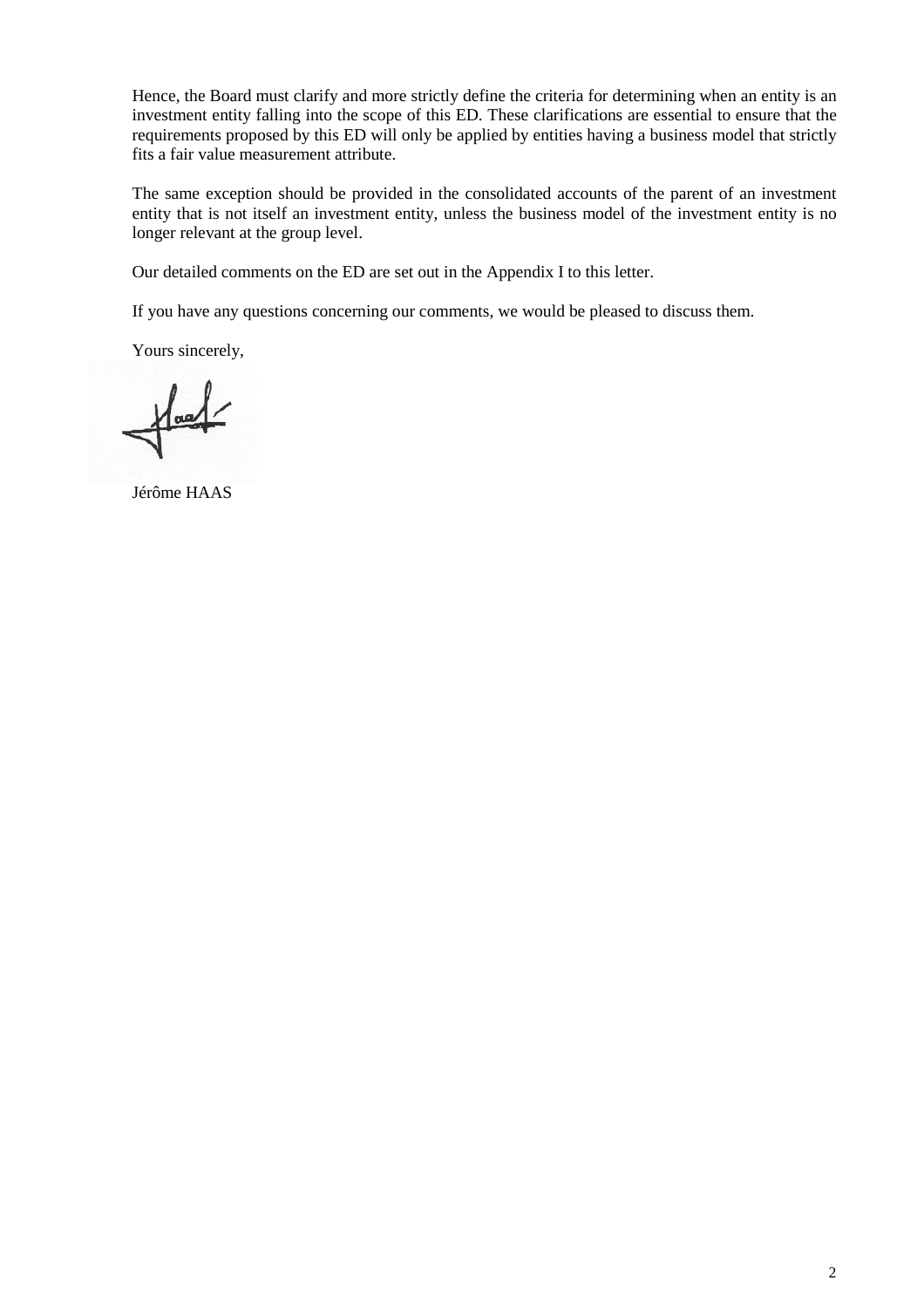Hence, the Board must clarify and more strictly define the criteria for determining when an entity is an investment entity falling into the scope of this ED. These clarifications are essential to ensure that the requirements proposed by this ED will only be applied by entities having a business model that strictly fits a fair value measurement attribute.

The same exception should be provided in the consolidated accounts of the parent of an investment entity that is not itself an investment entity, unless the business model of the investment entity is no longer relevant at the group level.

Our detailed comments on the ED are set out in the Appendix I to this letter.

If you have any questions concerning our comments, we would be pleased to discuss them.

Yours sincerely,

Jérôme HAAS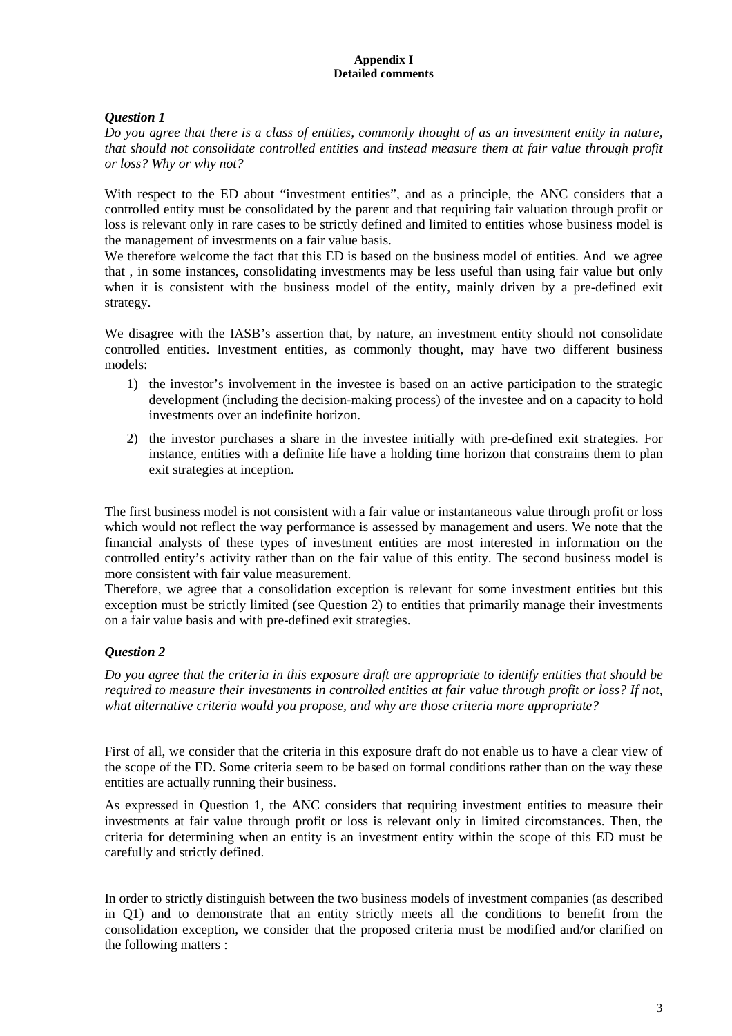**Appendix I**
**Detailed comments**

***Question 1***

*Do you agree that there is a class of entities, commonly thought of as an investment entity in nature, that should not consolidate controlled entities and instead measure them at fair value through profit or loss? Why or why not?*

With respect to the ED about "investment entities", and as a principle, the ANC considers that a controlled entity must be consolidated by the parent and that requiring fair valuation through profit or loss is relevant only in rare cases to be strictly defined and limited to entities whose business model is the management of investments on a fair value basis.

We therefore welcome the fact that this ED is based on the business model of entities. And we agree that , in some instances, consolidating investments may be less useful than using fair value but only when it is consistent with the business model of the entity, mainly driven by a pre-defined exit strategy.

We disagree with the IASB's assertion that, by nature, an investment entity should not consolidate controlled entities. Investment entities, as commonly thought, may have two different business models:

1) the investor's involvement in the investee is based on an active participation to the strategic development (including the decision-making process) of the investee and on a capacity to hold investments over an indefinite horizon.
2) the investor purchases a share in the investee initially with pre-defined exit strategies. For instance, entities with a definite life have a holding time horizon that constrains them to plan exit strategies at inception.

The first business model is not consistent with a fair value or instantaneous value through profit or loss which would not reflect the way performance is assessed by management and users. We note that the financial analysts of these types of investment entities are most interested in information on the controlled entity's activity rather than on the fair value of this entity. The second business model is more consistent with fair value measurement.

Therefore, we agree that a consolidation exception is relevant for some investment entities but this exception must be strictly limited (see Question 2) to entities that primarily manage their investments on a fair value basis and with pre-defined exit strategies.

***Question 2***

*Do you agree that the criteria in this exposure draft are appropriate to identify entities that should be required to measure their investments in controlled entities at fair value through profit or loss? If not, what alternative criteria would you propose, and why are those criteria more appropriate?*

First of all, we consider that the criteria in this exposure draft do not enable us to have a clear view of the scope of the ED. Some criteria seem to be based on formal conditions rather than on the way these entities are actually running their business.

As expressed in Question 1, the ANC considers that requiring investment entities to measure their investments at fair value through profit or loss is relevant only in limited circumstances. Then, the criteria for determining when an entity is an investment entity within the scope of this ED must be carefully and strictly defined.

In order to strictly distinguish between the two business models of investment companies (as described in Q1) and to demonstrate that an entity strictly meets all the conditions to benefit from the consolidation exception, we consider that the proposed criteria must be modified and/or clarified on the following matters :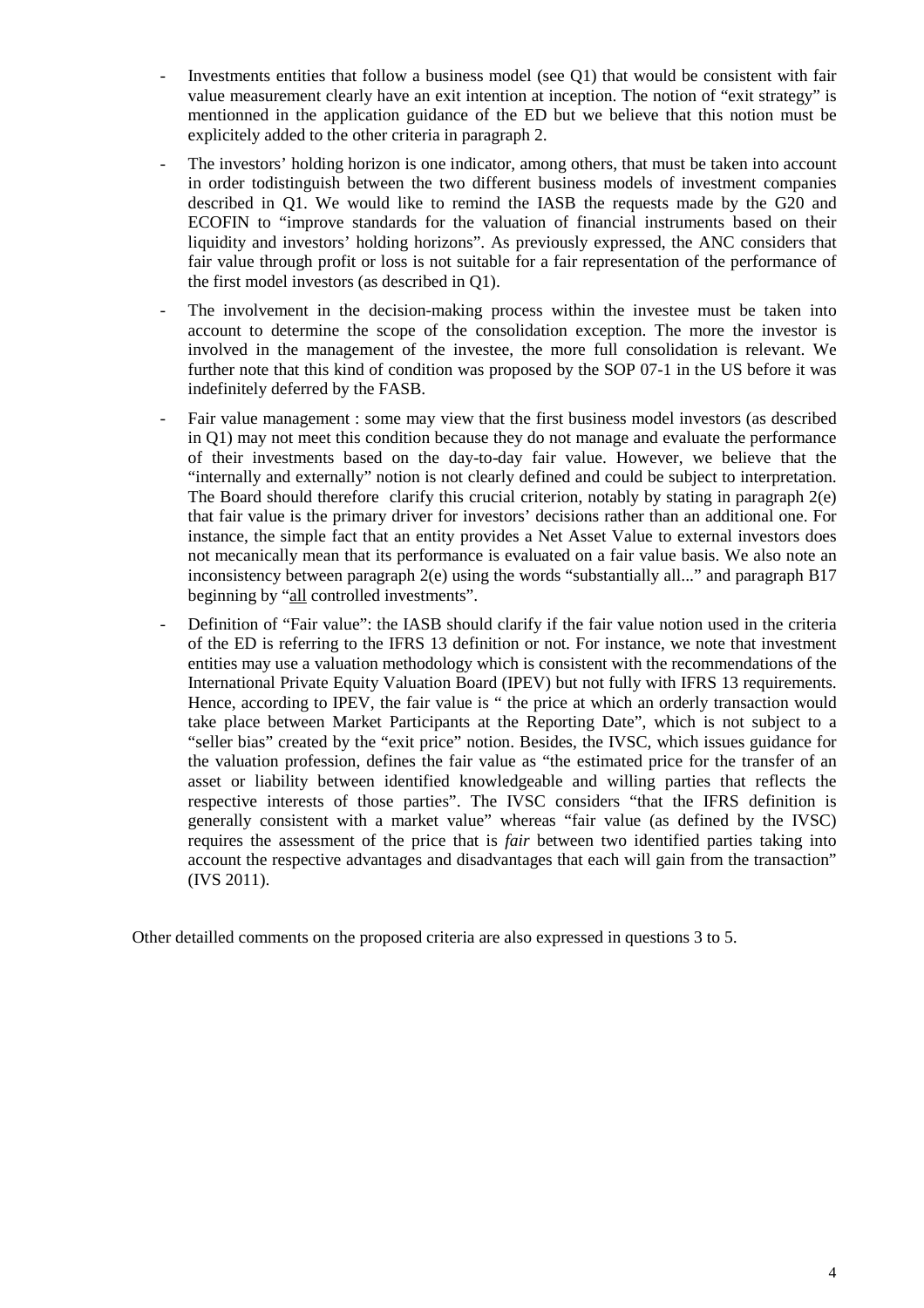- Investments entities that follow a business model (see Q1) that would be consistent with fair value measurement clearly have an exit intention at inception. The notion of "exit strategy" is mentionned in the application guidance of the ED but we believe that this notion must be explicitely added to the other criteria in paragraph 2.

- The investors' holding horizon is one indicator, among others, that must be taken into account in order todistinguish between the two different business models of investment companies described in Q1. We would like to remind the IASB the requests made by the G20 and ECOFIN to "improve standards for the valuation of financial instruments based on their liquidity and investors' holding horizons". As previously expressed, the ANC considers that fair value through profit or loss is not suitable for a fair representation of the performance of the first model investors (as described in Q1).

- The involvement in the decision-making process within the investee must be taken into account to determine the scope of the consolidation exception. The more the investor is involved in the management of the investee, the more full consolidation is relevant. We further note that this kind of condition was proposed by the SOP 07-1 in the US before it was indefinitely deferred by the FASB.

- Fair value management : some may view that the first business model investors (as described in Q1) may not meet this condition because they do not manage and evaluate the performance of their investments based on the day-to-day fair value. However, we believe that the "internally and externally" notion is not clearly defined and could be subject to interpretation. The Board should therefore clarify this crucial criterion, notably by stating in paragraph 2(e) that fair value is the primary driver for investors' decisions rather than an additional one. For instance, the simple fact that an entity provides a Net Asset Value to external investors does not mecanically mean that its performance is evaluated on a fair value basis. We also note an inconsistency between paragraph 2(e) using the words "substantially all..." and paragraph B17 beginning by "<u>all</u> controlled investments".

- Definition of "Fair value": the IASB should clarify if the fair value notion used in the criteria of the ED is referring to the IFRS 13 definition or not. For instance, we note that investment entities may use a valuation methodology which is consistent with the recommendations of the International Private Equity Valuation Board (IPEV) but not fully with IFRS 13 requirements. Hence, according to IPEV, the fair value is " the price at which an orderly transaction would take place between Market Participants at the Reporting Date", which is not subject to a "seller bias" created by the "exit price" notion. Besides, the IVSC, which issues guidance for the valuation profession, defines the fair value as "the estimated price for the transfer of an asset or liability between identified knowledgeable and willing parties that reflects the respective interests of those parties". The IVSC considers "that the IFRS definition is generally consistent with a market value" whereas "fair value (as defined by the IVSC) requires the assessment of the price that is *fair* between two identified parties taking into account the respective advantages and disadvantages that each will gain from the transaction" (IVS 2011).

Other detailled comments on the proposed criteria are also expressed in questions 3 to 5.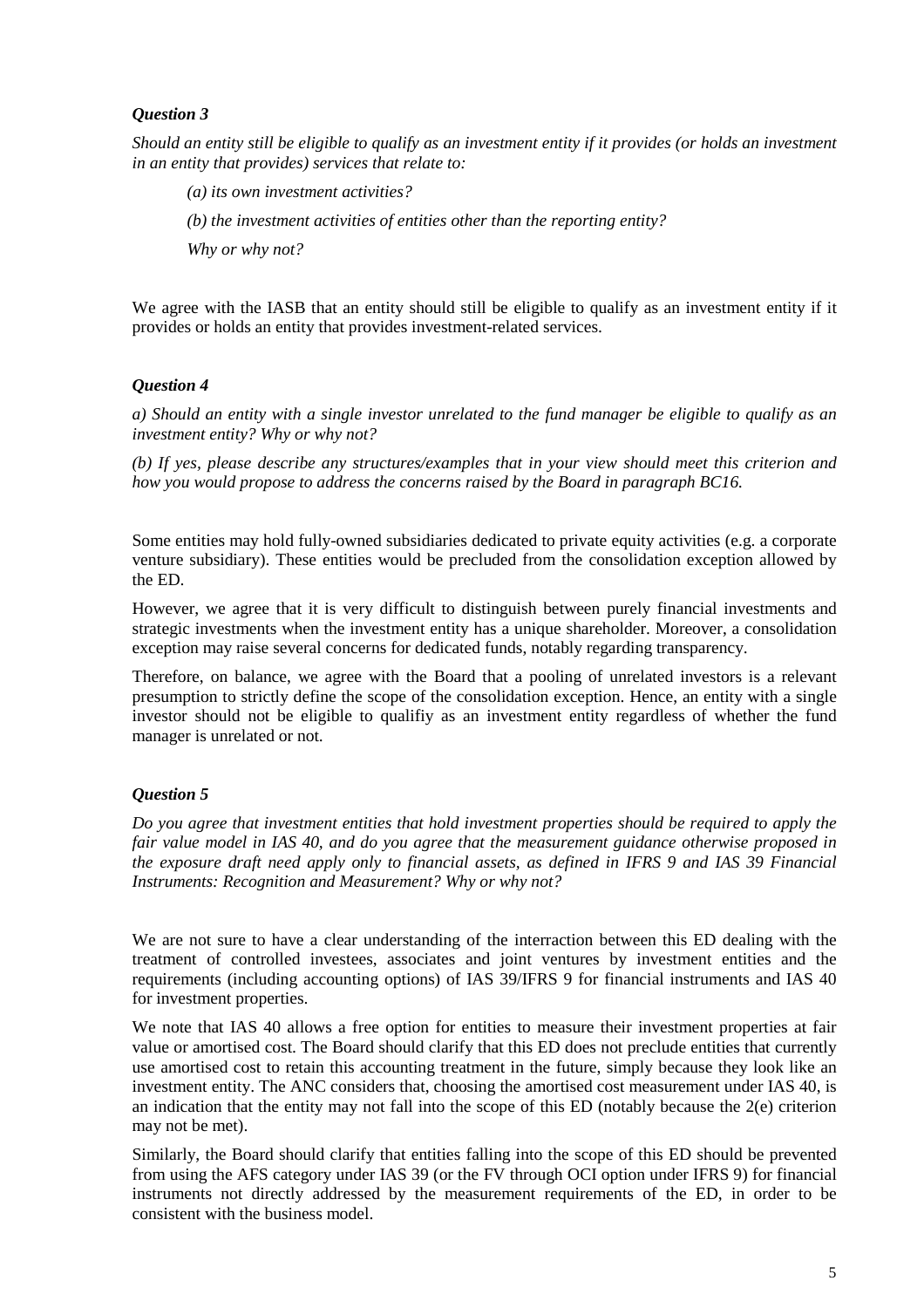***Question 3***

*Should an entity still be eligible to qualify as an investment entity if it provides (or holds an investment in an entity that provides) services that relate to:*

*(a) its own investment activities?*

*(b) the investment activities of entities other than the reporting entity?*

*Why or why not?*

We agree with the IASB that an entity should still be eligible to qualify as an investment entity if it provides or holds an entity that provides investment-related services.

***Question 4***

*a) Should an entity with a single investor unrelated to the fund manager be eligible to qualify as an investment entity? Why or why not?*

*(b) If yes, please describe any structures/examples that in your view should meet this criterion and how you would propose to address the concerns raised by the Board in paragraph BC16.*

Some entities may hold fully-owned subsidiaries dedicated to private equity activities (e.g. a corporate venture subsidiary). These entities would be precluded from the consolidation exception allowed by the ED.

However, we agree that it is very difficult to distinguish between purely financial investments and strategic investments when the investment entity has a unique shareholder. Moreover, a consolidation exception may raise several concerns for dedicated funds, notably regarding transparency.

Therefore, on balance, we agree with the Board that a pooling of unrelated investors is a relevant presumption to strictly define the scope of the consolidation exception. Hence, an entity with a single investor should not be eligible to qualifiy as an investment entity regardless of whether the fund manager is unrelated or not.

***Question 5***

*Do you agree that investment entities that hold investment properties should be required to apply the fair value model in IAS 40, and do you agree that the measurement guidance otherwise proposed in the exposure draft need apply only to financial assets, as defined in IFRS 9 and IAS 39 Financial Instruments: Recognition and Measurement? Why or why not?*

We are not sure to have a clear understanding of the interraction between this ED dealing with the treatment of controlled investees, associates and joint ventures by investment entities and the requirements (including accounting options) of IAS 39/IFRS 9 for financial instruments and IAS 40 for investment properties.

We note that IAS 40 allows a free option for entities to measure their investment properties at fair value or amortised cost. The Board should clarify that this ED does not preclude entities that currently use amortised cost to retain this accounting treatment in the future, simply because they look like an investment entity. The ANC considers that, choosing the amortised cost measurement under IAS 40, is an indication that the entity may not fall into the scope of this ED (notably because the 2(e) criterion may not be met).

Similarly, the Board should clarify that entities falling into the scope of this ED should be prevented from using the AFS category under IAS 39 (or the FV through OCI option under IFRS 9) for financial instruments not directly addressed by the measurement requirements of the ED, in order to be consistent with the business model.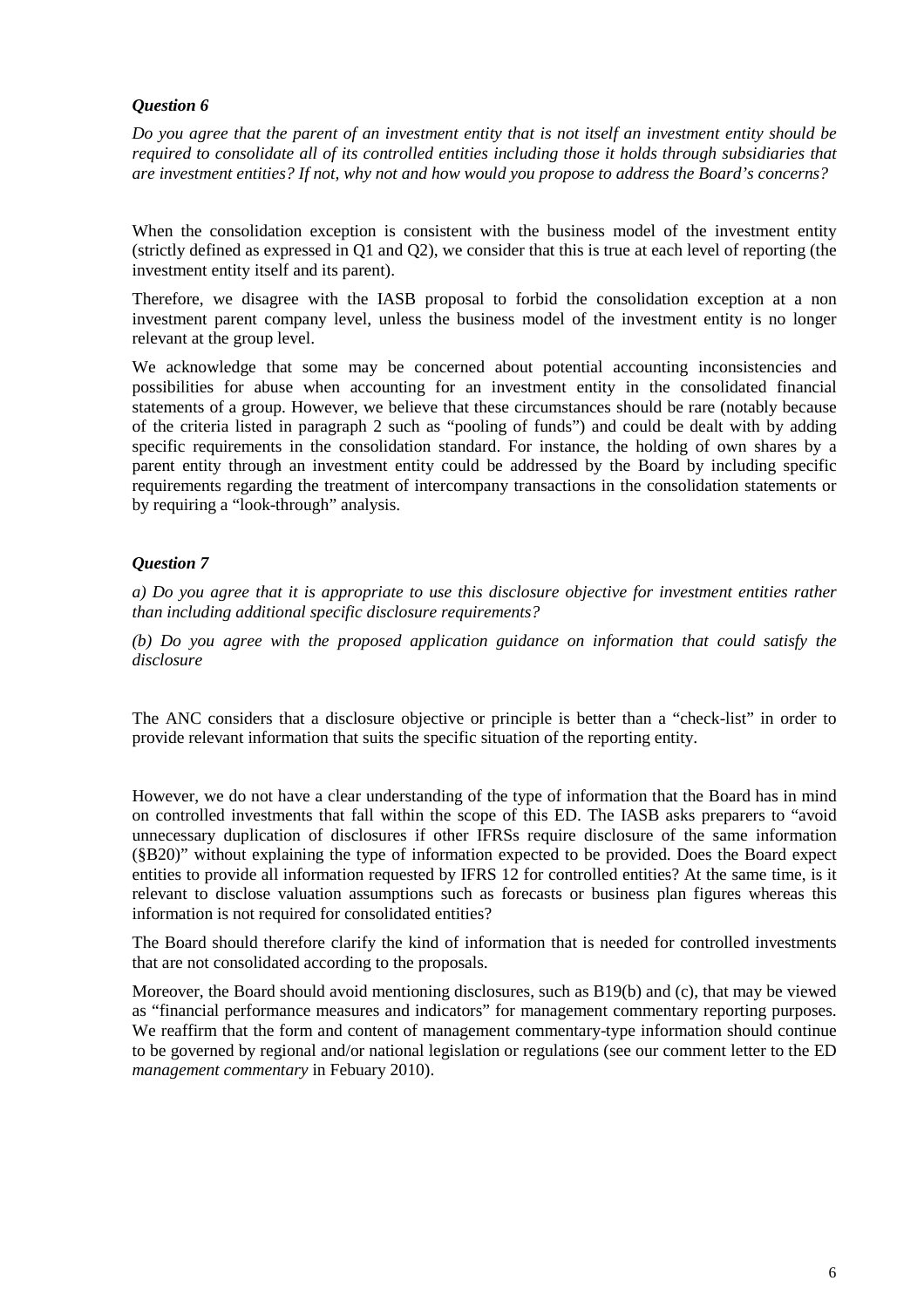***Question 6***

*Do you agree that the parent of an investment entity that is not itself an investment entity should be required to consolidate all of its controlled entities including those it holds through subsidiaries that are investment entities? If not, why not and how would you propose to address the Board's concerns?*

When the consolidation exception is consistent with the business model of the investment entity (strictly defined as expressed in Q1 and Q2), we consider that this is true at each level of reporting (the investment entity itself and its parent).

Therefore, we disagree with the IASB proposal to forbid the consolidation exception at a non investment parent company level, unless the business model of the investment entity is no longer relevant at the group level.

We acknowledge that some may be concerned about potential accounting inconsistencies and possibilities for abuse when accounting for an investment entity in the consolidated financial statements of a group. However, we believe that these circumstances should be rare (notably because of the criteria listed in paragraph 2 such as "pooling of funds") and could be dealt with by adding specific requirements in the consolidation standard. For instance, the holding of own shares by a parent entity through an investment entity could be addressed by the Board by including specific requirements regarding the treatment of intercompany transactions in the consolidation statements or by requiring a "look-through" analysis.

***Question 7***

*a) Do you agree that it is appropriate to use this disclosure objective for investment entities rather than including additional specific disclosure requirements?*

*(b) Do you agree with the proposed application guidance on information that could satisfy the disclosure*

The ANC considers that a disclosure objective or principle is better than a "check-list" in order to provide relevant information that suits the specific situation of the reporting entity.

However, we do not have a clear understanding of the type of information that the Board has in mind on controlled investments that fall within the scope of this ED. The IASB asks preparers to "avoid unnecessary duplication of disclosures if other IFRSs require disclosure of the same information (§B20)" without explaining the type of information expected to be provided. Does the Board expect entities to provide all information requested by IFRS 12 for controlled entities? At the same time, is it relevant to disclose valuation assumptions such as forecasts or business plan figures whereas this information is not required for consolidated entities?

The Board should therefore clarify the kind of information that is needed for controlled investments that are not consolidated according to the proposals.

Moreover, the Board should avoid mentioning disclosures, such as B19(b) and (c), that may be viewed as "financial performance measures and indicators" for management commentary reporting purposes. We reaffirm that the form and content of management commentary-type information should continue to be governed by regional and/or national legislation or regulations (see our comment letter to the ED *management commentary* in Febuary 2010).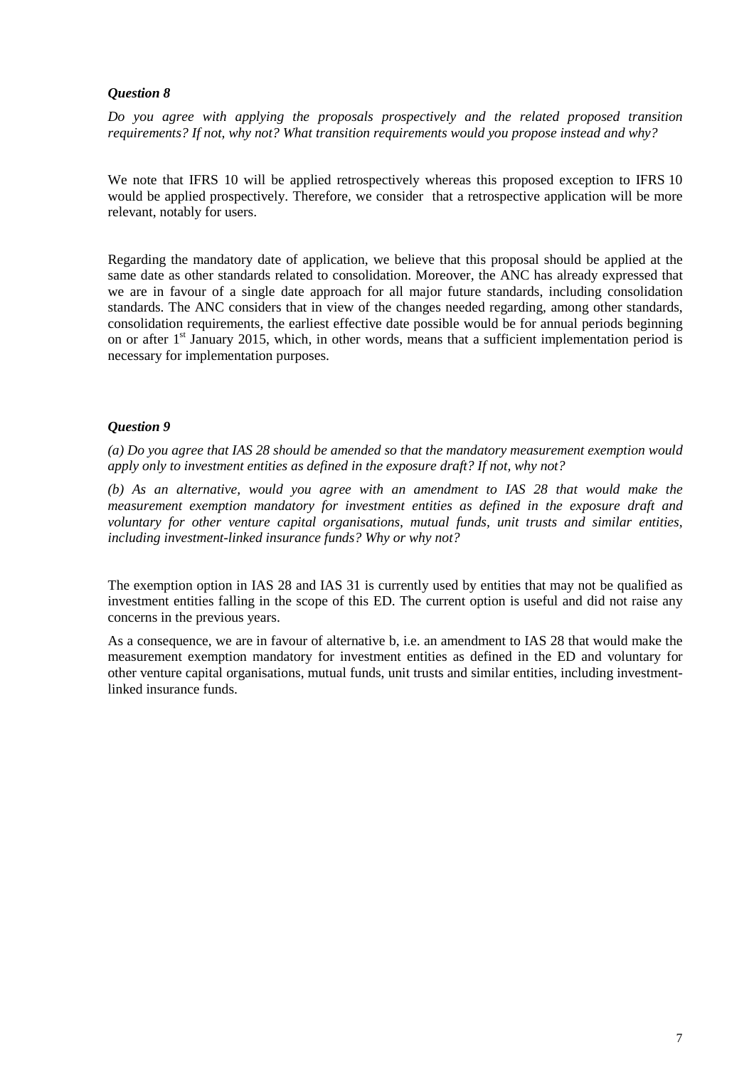***Question 8***

*Do you agree with applying the proposals prospectively and the related proposed transition requirements? If not, why not? What transition requirements would you propose instead and why?*

We note that IFRS 10 will be applied retrospectively whereas this proposed exception to IFRS 10 would be applied prospectively. Therefore, we consider that a retrospective application will be more relevant, notably for users.

Regarding the mandatory date of application, we believe that this proposal should be applied at the same date as other standards related to consolidation. Moreover, the ANC has already expressed that we are in favour of a single date approach for all major future standards, including consolidation standards. The ANC considers that in view of the changes needed regarding, among other standards, consolidation requirements, the earliest effective date possible would be for annual periods beginning on or after 1st January 2015, which, in other words, means that a sufficient implementation period is necessary for implementation purposes.

***Question 9***

*(a) Do you agree that IAS 28 should be amended so that the mandatory measurement exemption would apply only to investment entities as defined in the exposure draft? If not, why not?*

*(b) As an alternative, would you agree with an amendment to IAS 28 that would make the measurement exemption mandatory for investment entities as defined in the exposure draft and voluntary for other venture capital organisations, mutual funds, unit trusts and similar entities, including investment-linked insurance funds? Why or why not?*

The exemption option in IAS 28 and IAS 31 is currently used by entities that may not be qualified as investment entities falling in the scope of this ED. The current option is useful and did not raise any concerns in the previous years.

As a consequence, we are in favour of alternative b, i.e. an amendment to IAS 28 that would make the measurement exemption mandatory for investment entities as defined in the ED and voluntary for other venture capital organisations, mutual funds, unit trusts and similar entities, including investment-linked insurance funds.